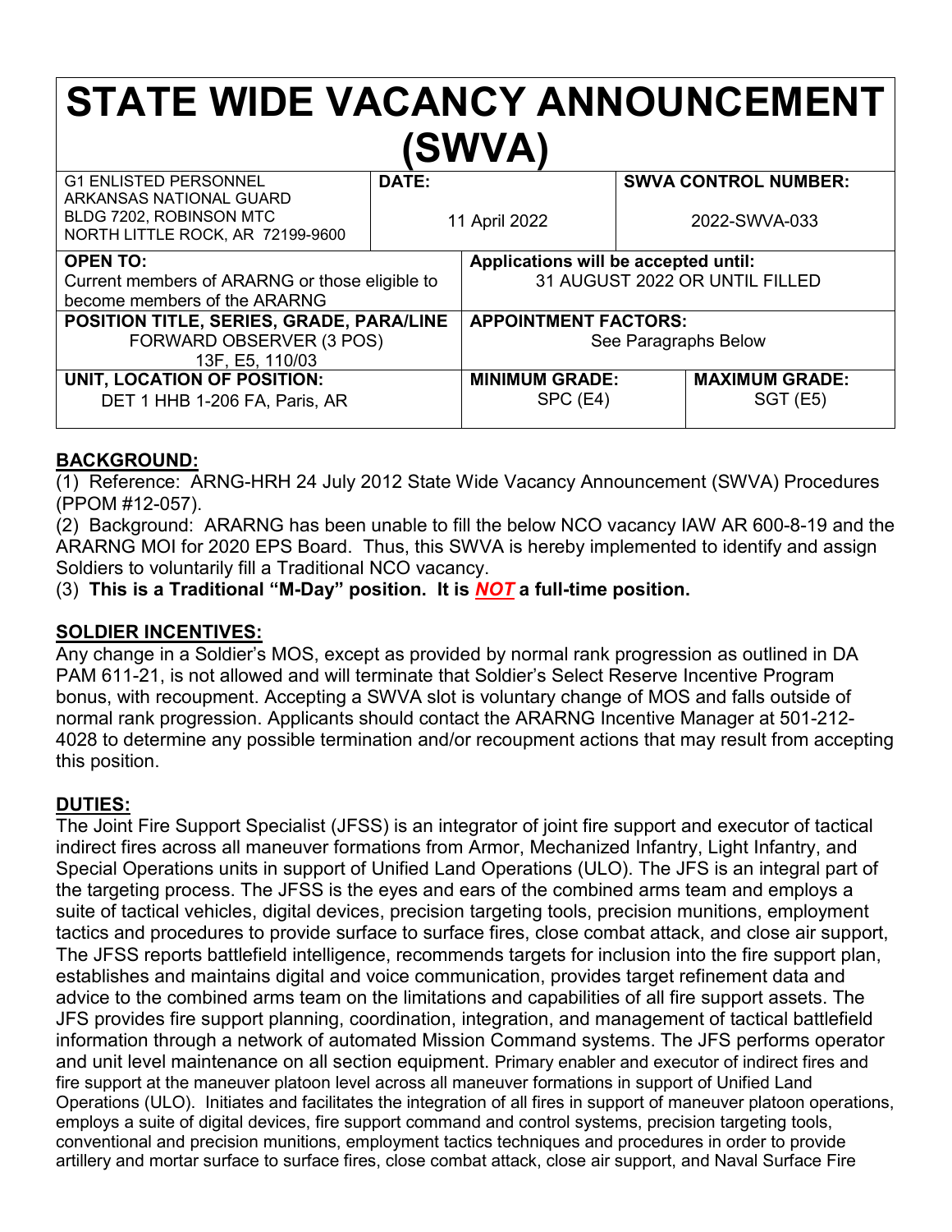# STATE WIDE VACANCY ANNOUNCEMENT (SWVA)

| G1 ENLISTED PERSONNEL<br>ARKANSAS NATIONAL GUARD<br>BLDG 7202, ROBINSON MTC<br>NORTH LITTLE ROCK, AR 72199-9600 | **DATE:**<br>11 April 2022 | **SWVA CONTROL NUMBER:**<br>2022-SWVA-033 |
|---|---|---|
| **OPEN TO:**<br>Current members of ARARNG or those eligible to become members of the ARARNG | **Applications will be accepted until:**<br>31 AUGUST 2022 OR UNTIL FILLED | |
| **POSITION TITLE, SERIES, GRADE, PARA/LINE**<br>FORWARD OBSERVER (3 POS)<br>13F, E5, 110/03 | **APPOINTMENT FACTORS:**<br>See Paragraphs Below | |
| **UNIT, LOCATION OF POSITION:**<br>DET 1 HHB 1-206 FA, Paris, AR | **MINIMUM GRADE:**<br>SPC (E4) | **MAXIMUM GRADE:**<br>SGT (E5) |

## BACKGROUND:

(1) Reference: ARNG-HRH 24 July 2012 State Wide Vacancy Announcement (SWVA) Procedures (PPOM #12-057).

(2) Background: ARARNG has been unable to fill the below NCO vacancy IAW AR 600-8-19 and the ARARNG MOI for 2020 EPS Board. Thus, this SWVA is hereby implemented to identify and assign Soldiers to voluntarily fill a Traditional NCO vacancy.

(3) **This is a Traditional "M-Day" position. It is *NOT* a full-time position.**

## SOLDIER INCENTIVES:

Any change in a Soldier's MOS, except as provided by normal rank progression as outlined in DA PAM 611-21, is not allowed and will terminate that Soldier's Select Reserve Incentive Program bonus, with recoupment. Accepting a SWVA slot is voluntary change of MOS and falls outside of normal rank progression. Applicants should contact the ARARNG Incentive Manager at 501-212-4028 to determine any possible termination and/or recoupment actions that may result from accepting this position.

## DUTIES:

The Joint Fire Support Specialist (JFSS) is an integrator of joint fire support and executor of tactical indirect fires across all maneuver formations from Armor, Mechanized Infantry, Light Infantry, and Special Operations units in support of Unified Land Operations (ULO). The JFS is an integral part of the targeting process. The JFSS is the eyes and ears of the combined arms team and employs a suite of tactical vehicles, digital devices, precision targeting tools, precision munitions, employment tactics and procedures to provide surface to surface fires, close combat attack, and close air support, The JFSS reports battlefield intelligence, recommends targets for inclusion into the fire support plan, establishes and maintains digital and voice communication, provides target refinement data and advice to the combined arms team on the limitations and capabilities of all fire support assets. The JFS provides fire support planning, coordination, integration, and management of tactical battlefield information through a network of automated Mission Command systems. The JFS performs operator and unit level maintenance on all section equipment. Primary enabler and executor of indirect fires and fire support at the maneuver platoon level across all maneuver formations in support of Unified Land Operations (ULO). Initiates and facilitates the integration of all fires in support of maneuver platoon operations, employs a suite of digital devices, fire support command and control systems, precision targeting tools, conventional and precision munitions, employment tactics techniques and procedures in order to provide artillery and mortar surface to surface fires, close combat attack, close air support, and Naval Surface Fire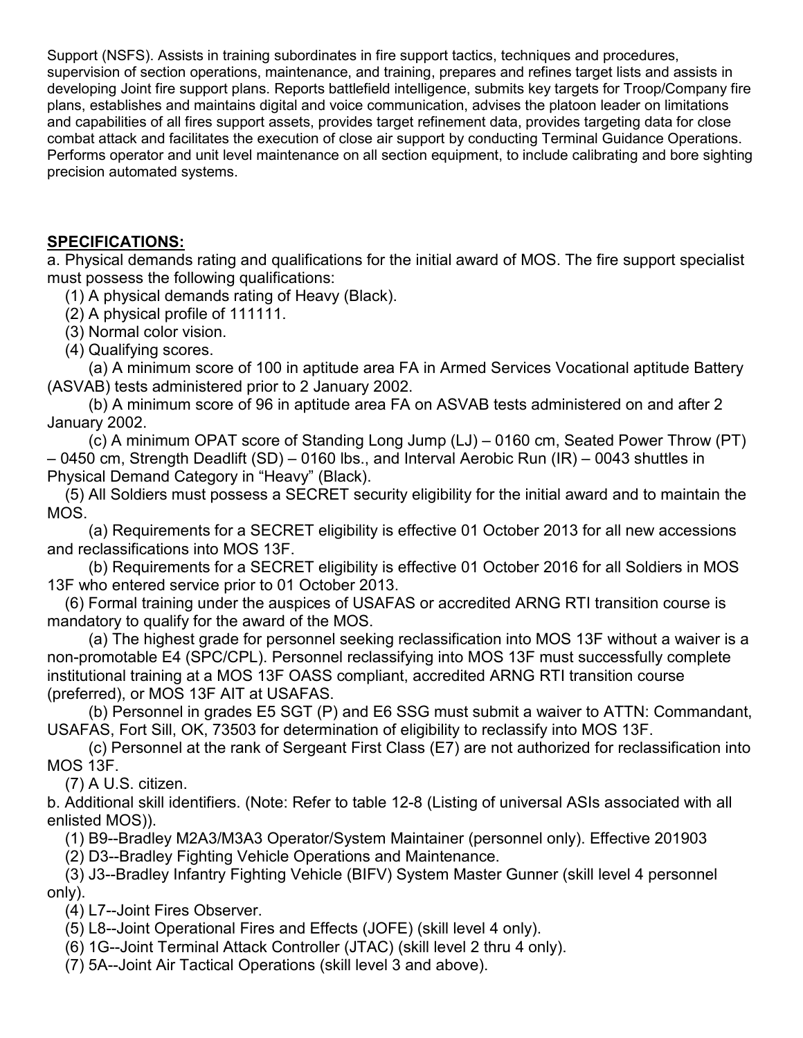Support (NSFS). Assists in training subordinates in fire support tactics, techniques and procedures, supervision of section operations, maintenance, and training, prepares and refines target lists and assists in developing Joint fire support plans. Reports battlefield intelligence, submits key targets for Troop/Company fire plans, establishes and maintains digital and voice communication, advises the platoon leader on limitations and capabilities of all fires support assets, provides target refinement data, provides targeting data for close combat attack and facilitates the execution of close air support by conducting Terminal Guidance Operations. Performs operator and unit level maintenance on all section equipment, to include calibrating and bore sighting precision automated systems.

**SPECIFICATIONS:**

a. Physical demands rating and qualifications for the initial award of MOS. The fire support specialist must possess the following qualifications:

(1) A physical demands rating of Heavy (Black).

(2) A physical profile of 111111.

(3) Normal color vision.

(4) Qualifying scores.

(a) A minimum score of 100 in aptitude area FA in Armed Services Vocational aptitude Battery (ASVAB) tests administered prior to 2 January 2002.

(b) A minimum score of 96 in aptitude area FA on ASVAB tests administered on and after 2 January 2002.

(c) A minimum OPAT score of Standing Long Jump (LJ) – 0160 cm, Seated Power Throw (PT) – 0450 cm, Strength Deadlift (SD) – 0160 lbs., and Interval Aerobic Run (IR) – 0043 shuttles in Physical Demand Category in "Heavy" (Black).

(5) All Soldiers must possess a SECRET security eligibility for the initial award and to maintain the MOS.

(a) Requirements for a SECRET eligibility is effective 01 October 2013 for all new accessions and reclassifications into MOS 13F.

(b) Requirements for a SECRET eligibility is effective 01 October 2016 for all Soldiers in MOS 13F who entered service prior to 01 October 2013.

(6) Formal training under the auspices of USAFAS or accredited ARNG RTI transition course is mandatory to qualify for the award of the MOS.

(a) The highest grade for personnel seeking reclassification into MOS 13F without a waiver is a non-promotable E4 (SPC/CPL). Personnel reclassifying into MOS 13F must successfully complete institutional training at a MOS 13F OASS compliant, accredited ARNG RTI transition course (preferred), or MOS 13F AIT at USAFAS.

(b) Personnel in grades E5 SGT (P) and E6 SSG must submit a waiver to ATTN: Commandant, USAFAS, Fort Sill, OK, 73503 for determination of eligibility to reclassify into MOS 13F.

(c) Personnel at the rank of Sergeant First Class (E7) are not authorized for reclassification into MOS 13F.

(7) A U.S. citizen.

b. Additional skill identifiers. (Note: Refer to table 12-8 (Listing of universal ASIs associated with all enlisted MOS)).

(1) B9--Bradley M2A3/M3A3 Operator/System Maintainer (personnel only). Effective 201903

(2) D3--Bradley Fighting Vehicle Operations and Maintenance.

(3) J3--Bradley Infantry Fighting Vehicle (BIFV) System Master Gunner (skill level 4 personnel only).

(4) L7--Joint Fires Observer.

(5) L8--Joint Operational Fires and Effects (JOFE) (skill level 4 only).

(6) 1G--Joint Terminal Attack Controller (JTAC) (skill level 2 thru 4 only).

(7) 5A--Joint Air Tactical Operations (skill level 3 and above).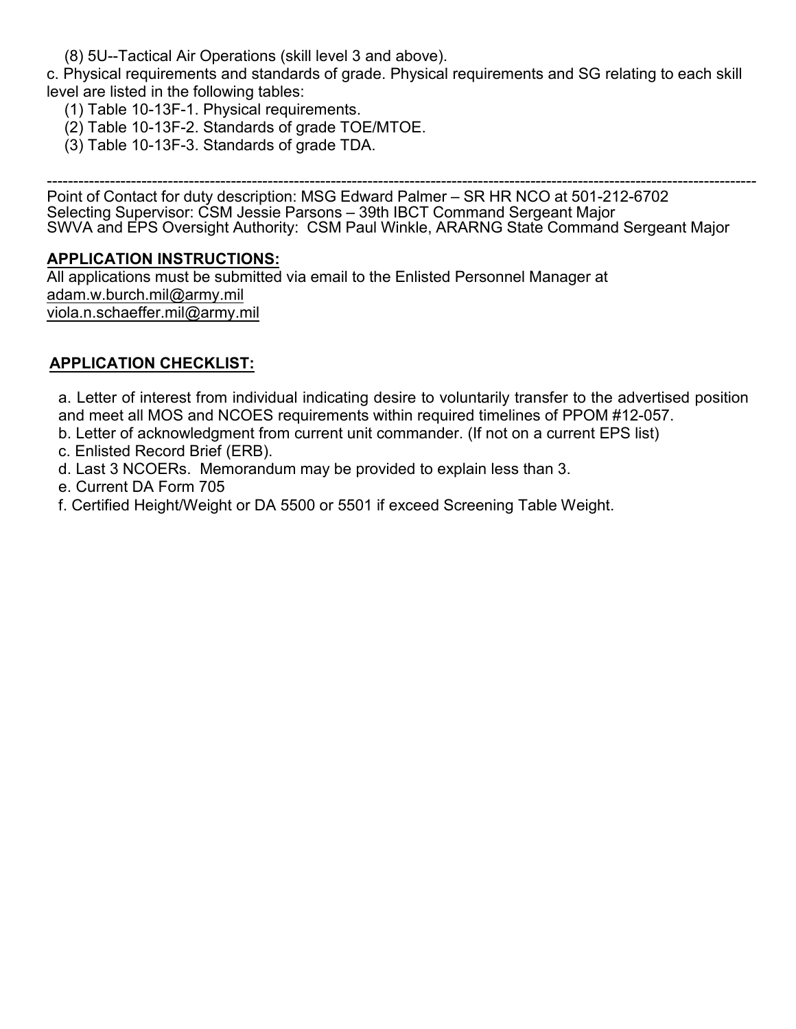(8) 5U--Tactical Air Operations (skill level 3 and above).

c. Physical requirements and standards of grade. Physical requirements and SG relating to each skill level are listed in the following tables:

(1) Table 10-13F-1. Physical requirements.

(2) Table 10-13F-2. Standards of grade TOE/MTOE.

(3) Table 10-13F-3. Standards of grade TDA.

---

Point of Contact for duty description: MSG Edward Palmer – SR HR NCO at 501-212-6702
Selecting Supervisor: CSM Jessie Parsons – 39th IBCT Command Sergeant Major
SWVA and EPS Oversight Authority: CSM Paul Winkle, ARARNG State Command Sergeant Major

**APPLICATION INSTRUCTIONS:**

All applications must be submitted via email to the Enlisted Personnel Manager at
adam.w.burch.mil@army.mil
viola.n.schaeffer.mil@army.mil

**APPLICATION CHECKLIST:**

a. Letter of interest from individual indicating desire to voluntarily transfer to the advertised position and meet all MOS and NCOES requirements within required timelines of PPOM #12-057.

b. Letter of acknowledgment from current unit commander. (If not on a current EPS list)

c. Enlisted Record Brief (ERB).

d. Last 3 NCOERs. Memorandum may be provided to explain less than 3.

e. Current DA Form 705

f. Certified Height/Weight or DA 5500 or 5501 if exceed Screening Table Weight.